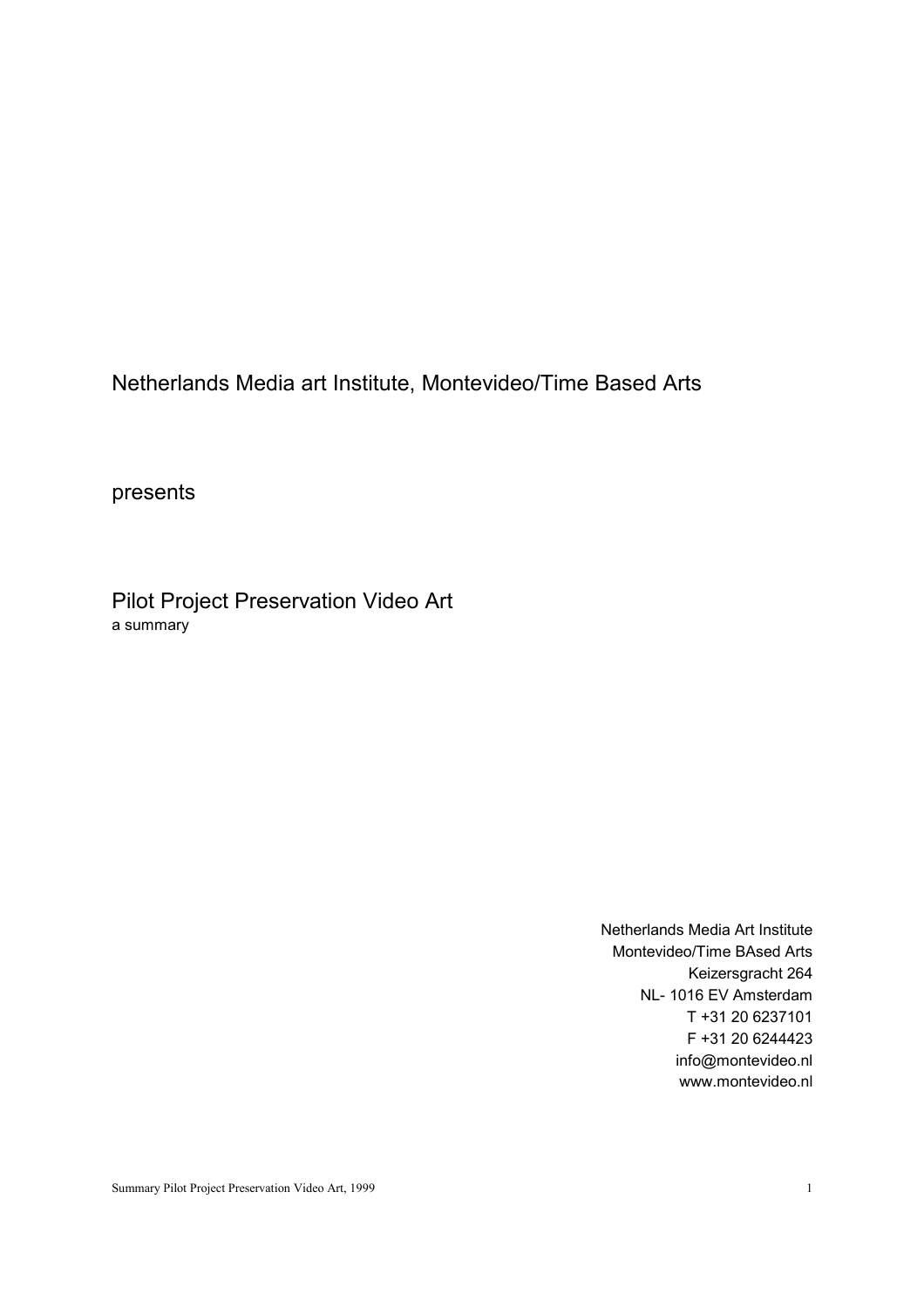Netherlands Media art Institute, Montevideo/Time Based Arts

presents

# Pilot Project Preservation Video Art

a summary

Netherlands Media Art Institute
Montevideo/Time BAsed Arts
Keizersgracht 264
NL- 1016 EV Amsterdam
T +31 20 6237101
F +31 20 6244423
info@montevideo.nl
www.montevideo.nl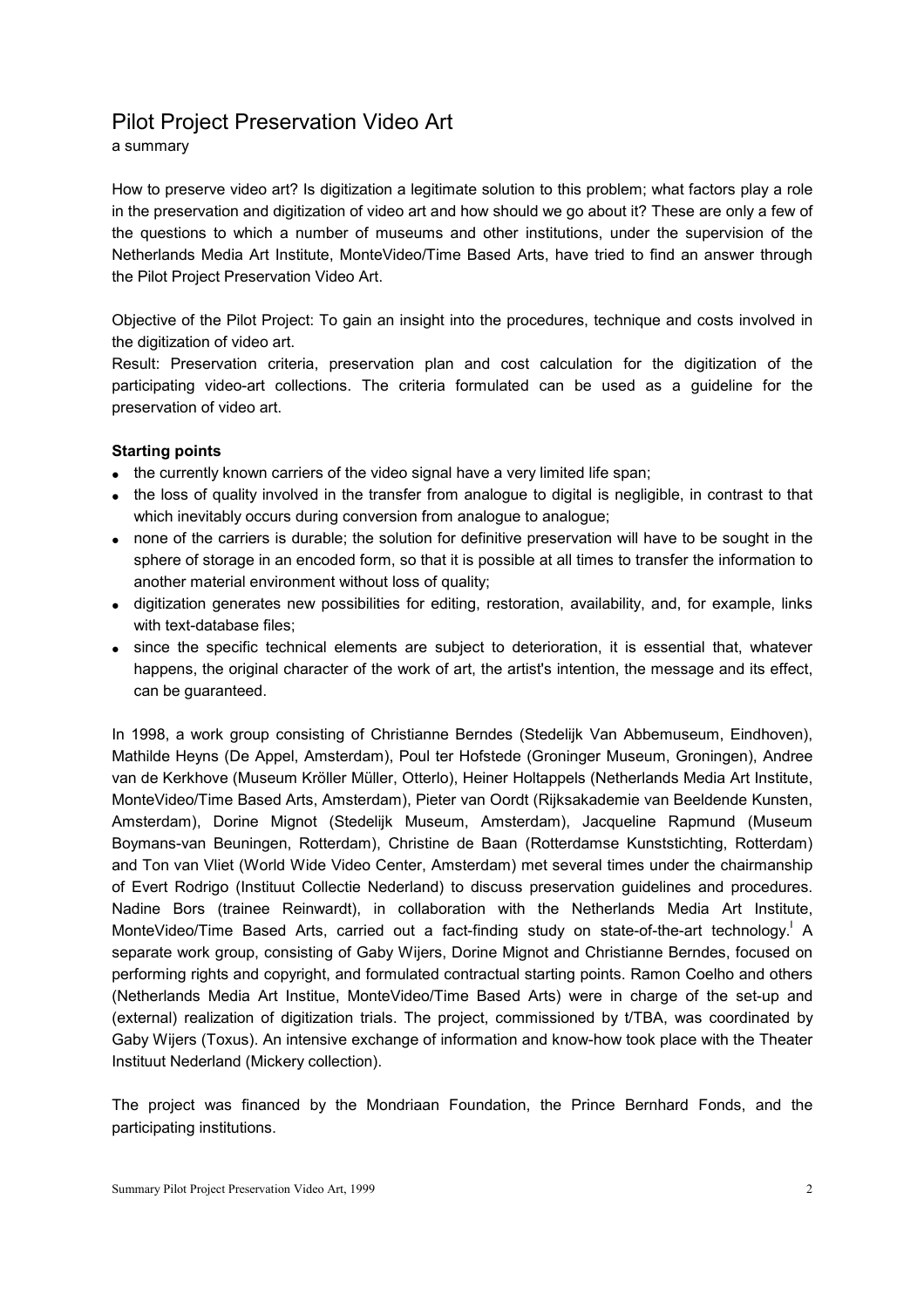# Pilot Project Preservation Video Art

a summary

How to preserve video art? Is digitization a legitimate solution to this problem; what factors play a role in the preservation and digitization of video art and how should we go about it? These are only a few of the questions to which a number of museums and other institutions, under the supervision of the Netherlands Media Art Institute, MonteVideo/Time Based Arts, have tried to find an answer through the Pilot Project Preservation Video Art.

Objective of the Pilot Project: To gain an insight into the procedures, technique and costs involved in the digitization of video art.
Result: Preservation criteria, preservation plan and cost calculation for the digitization of the participating video-art collections. The criteria formulated can be used as a guideline for the preservation of video art.

**Starting points**

- the currently known carriers of the video signal have a very limited life span;
- the loss of quality involved in the transfer from analogue to digital is negligible, in contrast to that which inevitably occurs during conversion from analogue to analogue;
- none of the carriers is durable; the solution for definitive preservation will have to be sought in the sphere of storage in an encoded form, so that it is possible at all times to transfer the information to another material environment without loss of quality;
- digitization generates new possibilities for editing, restoration, availability, and, for example, links with text-database files;
- since the specific technical elements are subject to deterioration, it is essential that, whatever happens, the original character of the work of art, the artist's intention, the message and its effect, can be guaranteed.

In 1998, a work group consisting of Christianne Berndes (Stedelijk Van Abbemuseum, Eindhoven), Mathilde Heyns (De Appel, Amsterdam), Poul ter Hofstede (Groninger Museum, Groningen), Andree van de Kerkhove (Museum Kröller Müller, Otterlo), Heiner Holtappels (Netherlands Media Art Institute, MonteVideo/Time Based Arts, Amsterdam), Pieter van Oordt (Rijksakademie van Beeldende Kunsten, Amsterdam), Dorine Mignot (Stedelijk Museum, Amsterdam), Jacqueline Rapmund (Museum Boymans-van Beuningen, Rotterdam), Christine de Baan (Rotterdamse Kunststichting, Rotterdam) and Ton van Vliet (World Wide Video Center, Amsterdam) met several times under the chairmanship of Evert Rodrigo (Instituut Collectie Nederland) to discuss preservation guidelines and procedures. Nadine Bors (trainee Reinwardt), in collaboration with the Netherlands Media Art Institute, MonteVideo/Time Based Arts, carried out a fact-finding study on state-of-the-art technology.[I] A separate work group, consisting of Gaby Wijers, Dorine Mignot and Christianne Berndes, focused on performing rights and copyright, and formulated contractual starting points. Ramon Coelho and others (Netherlands Media Art Institue, MonteVideo/Time Based Arts) were in charge of the set-up and (external) realization of digitization trials. The project, commissioned by t/TBA, was coordinated by Gaby Wijers (Toxus). An intensive exchange of information and know-how took place with the Theater Instituut Nederland (Mickery collection).

The project was financed by the Mondriaan Foundation, the Prince Bernhard Fonds, and the participating institutions.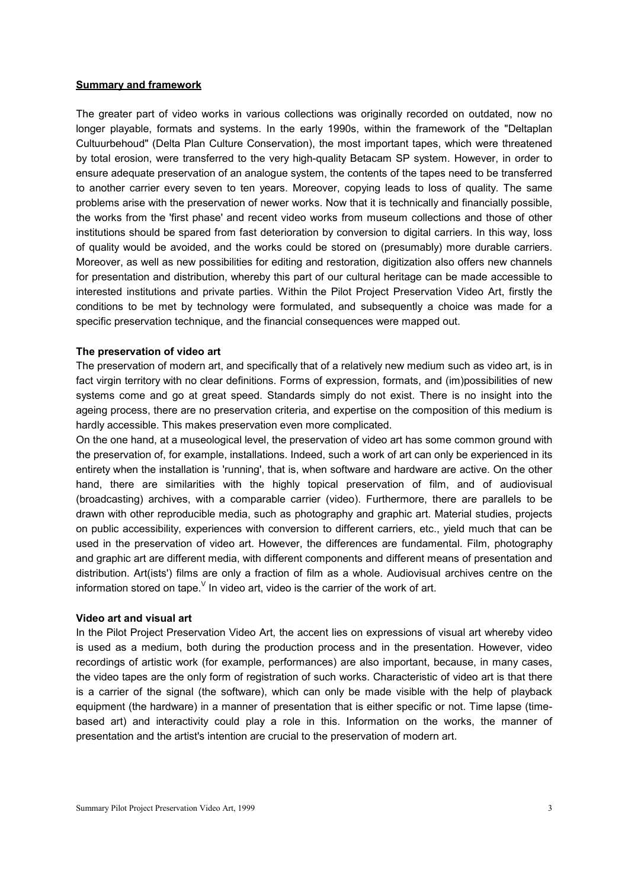## Summary and framework

The greater part of video works in various collections was originally recorded on outdated, now no longer playable, formats and systems. In the early 1990s, within the framework of the "Deltaplan Cultuurbehoud" (Delta Plan Culture Conservation), the most important tapes, which were threatened by total erosion, were transferred to the very high-quality Betacam SP system. However, in order to ensure adequate preservation of an analogue system, the contents of the tapes need to be transferred to another carrier every seven to ten years. Moreover, copying leads to loss of quality. The same problems arise with the preservation of newer works. Now that it is technically and financially possible, the works from the 'first phase' and recent video works from museum collections and those of other institutions should be spared from fast deterioration by conversion to digital carriers. In this way, loss of quality would be avoided, and the works could be stored on (presumably) more durable carriers. Moreover, as well as new possibilities for editing and restoration, digitization also offers new channels for presentation and distribution, whereby this part of our cultural heritage can be made accessible to interested institutions and private parties. Within the Pilot Project Preservation Video Art, firstly the conditions to be met by technology were formulated, and subsequently a choice was made for a specific preservation technique, and the financial consequences were mapped out.

### The preservation of video art

The preservation of modern art, and specifically that of a relatively new medium such as video art, is in fact virgin territory with no clear definitions. Forms of expression, formats, and (im)possibilities of new systems come and go at great speed. Standards simply do not exist. There is no insight into the ageing process, there are no preservation criteria, and expertise on the composition of this medium is hardly accessible. This makes preservation even more complicated.

On the one hand, at a museological level, the preservation of video art has some common ground with the preservation of, for example, installations. Indeed, such a work of art can only be experienced in its entirety when the installation is 'running', that is, when software and hardware are active. On the other hand, there are similarities with the highly topical preservation of film, and of audiovisual (broadcasting) archives, with a comparable carrier (video). Furthermore, there are parallels to be drawn with other reproducible media, such as photography and graphic art. Material studies, projects on public accessibility, experiences with conversion to different carriers, etc., yield much that can be used in the preservation of video art. However, the differences are fundamental. Film, photography and graphic art are different media, with different components and different means of presentation and distribution. Art(ists') films are only a fraction of film as a whole. Audiovisual archives centre on the information stored on tape.[V] In video art, video is the carrier of the work of art.

### Video art and visual art

In the Pilot Project Preservation Video Art, the accent lies on expressions of visual art whereby video is used as a medium, both during the production process and in the presentation. However, video recordings of artistic work (for example, performances) are also important, because, in many cases, the video tapes are the only form of registration of such works. Characteristic of video art is that there is a carrier of the signal (the software), which can only be made visible with the help of playback equipment (the hardware) in a manner of presentation that is either specific or not. Time lapse (time-based art) and interactivity could play a role in this. Information on the works, the manner of presentation and the artist's intention are crucial to the preservation of modern art.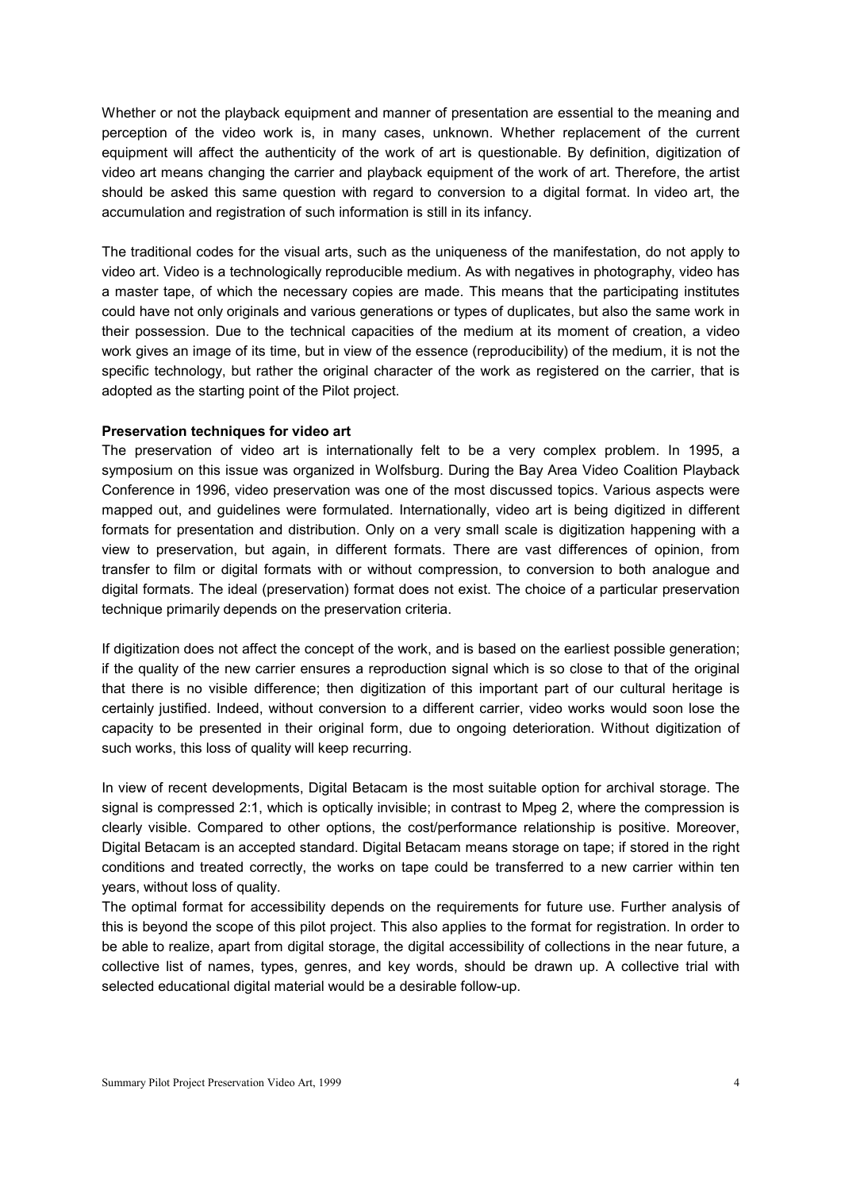Whether or not the playback equipment and manner of presentation are essential to the meaning and perception of the video work is, in many cases, unknown. Whether replacement of the current equipment will affect the authenticity of the work of art is questionable. By definition, digitization of video art means changing the carrier and playback equipment of the work of art. Therefore, the artist should be asked this same question with regard to conversion to a digital format. In video art, the accumulation and registration of such information is still in its infancy.

The traditional codes for the visual arts, such as the uniqueness of the manifestation, do not apply to video art. Video is a technologically reproducible medium. As with negatives in photography, video has a master tape, of which the necessary copies are made. This means that the participating institutes could have not only originals and various generations or types of duplicates, but also the same work in their possession. Due to the technical capacities of the medium at its moment of creation, a video work gives an image of its time, but in view of the essence (reproducibility) of the medium, it is not the specific technology, but rather the original character of the work as registered on the carrier, that is adopted as the starting point of the Pilot project.

**Preservation techniques for video art**

The preservation of video art is internationally felt to be a very complex problem. In 1995, a symposium on this issue was organized in Wolfsburg. During the Bay Area Video Coalition Playback Conference in 1996, video preservation was one of the most discussed topics. Various aspects were mapped out, and guidelines were formulated. Internationally, video art is being digitized in different formats for presentation and distribution. Only on a very small scale is digitization happening with a view to preservation, but again, in different formats. There are vast differences of opinion, from transfer to film or digital formats with or without compression, to conversion to both analogue and digital formats. The ideal (preservation) format does not exist. The choice of a particular preservation technique primarily depends on the preservation criteria.

If digitization does not affect the concept of the work, and is based on the earliest possible generation; if the quality of the new carrier ensures a reproduction signal which is so close to that of the original that there is no visible difference; then digitization of this important part of our cultural heritage is certainly justified. Indeed, without conversion to a different carrier, video works would soon lose the capacity to be presented in their original form, due to ongoing deterioration. Without digitization of such works, this loss of quality will keep recurring.

In view of recent developments, Digital Betacam is the most suitable option for archival storage. The signal is compressed 2:1, which is optically invisible; in contrast to Mpeg 2, where the compression is clearly visible. Compared to other options, the cost/performance relationship is positive. Moreover, Digital Betacam is an accepted standard. Digital Betacam means storage on tape; if stored in the right conditions and treated correctly, the works on tape could be transferred to a new carrier within ten years, without loss of quality.

The optimal format for accessibility depends on the requirements for future use. Further analysis of this is beyond the scope of this pilot project. This also applies to the format for registration. In order to be able to realize, apart from digital storage, the digital accessibility of collections in the near future, a collective list of names, types, genres, and key words, should be drawn up. A collective trial with selected educational digital material would be a desirable follow-up.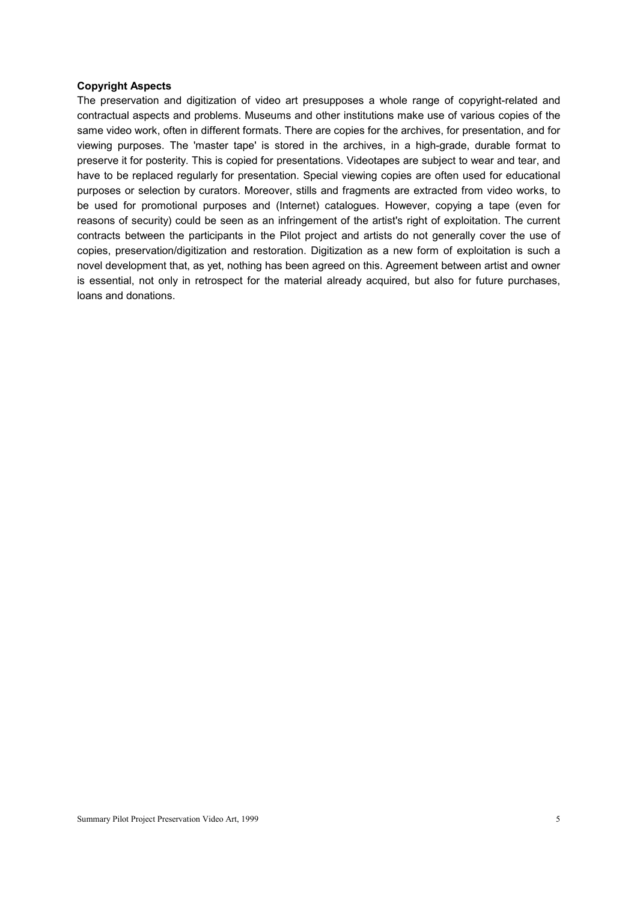**Copyright Aspects**

The preservation and digitization of video art presupposes a whole range of copyright-related and contractual aspects and problems. Museums and other institutions make use of various copies of the same video work, often in different formats. There are copies for the archives, for presentation, and for viewing purposes. The 'master tape' is stored in the archives, in a high-grade, durable format to preserve it for posterity. This is copied for presentations. Videotapes are subject to wear and tear, and have to be replaced regularly for presentation. Special viewing copies are often used for educational purposes or selection by curators. Moreover, stills and fragments are extracted from video works, to be used for promotional purposes and (Internet) catalogues. However, copying a tape (even for reasons of security) could be seen as an infringement of the artist's right of exploitation. The current contracts between the participants in the Pilot project and artists do not generally cover the use of copies, preservation/digitization and restoration. Digitization as a new form of exploitation is such a novel development that, as yet, nothing has been agreed on this. Agreement between artist and owner is essential, not only in retrospect for the material already acquired, but also for future purchases, loans and donations.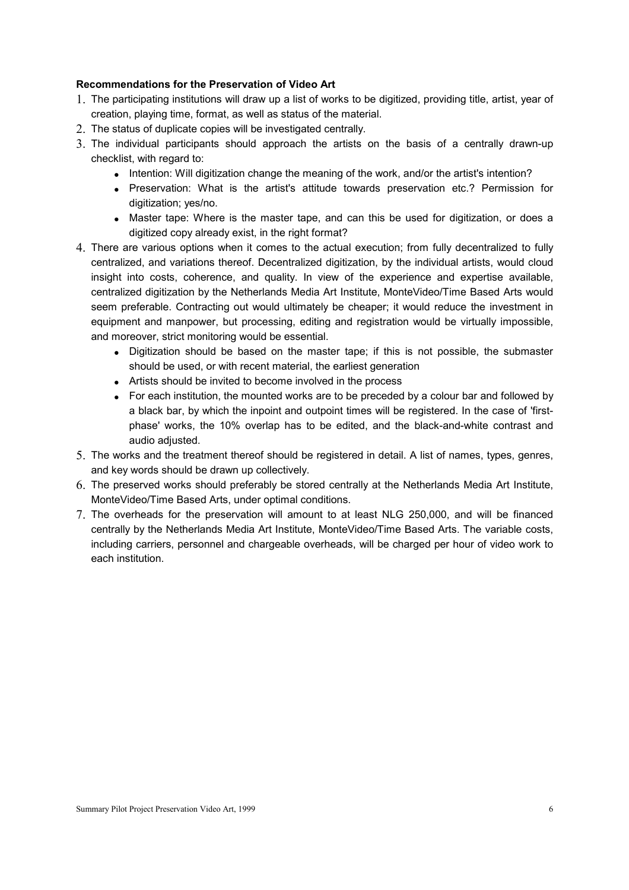**Recommendations for the Preservation of Video Art**

1. The participating institutions will draw up a list of works to be digitized, providing title, artist, year of creation, playing time, format, as well as status of the material.
2. The status of duplicate copies will be investigated centrally.
3. The individual participants should approach the artists on the basis of a centrally drawn-up checklist, with regard to:
   - Intention: Will digitization change the meaning of the work, and/or the artist's intention?
   - Preservation: What is the artist's attitude towards preservation etc.? Permission for digitization; yes/no.
   - Master tape: Where is the master tape, and can this be used for digitization, or does a digitized copy already exist, in the right format?
4. There are various options when it comes to the actual execution; from fully decentralized to fully centralized, and variations thereof. Decentralized digitization, by the individual artists, would cloud insight into costs, coherence, and quality. In view of the experience and expertise available, centralized digitization by the Netherlands Media Art Institute, MonteVideo/Time Based Arts would seem preferable. Contracting out would ultimately be cheaper; it would reduce the investment in equipment and manpower, but processing, editing and registration would be virtually impossible, and moreover, strict monitoring would be essential.
   - Digitization should be based on the master tape; if this is not possible, the submaster should be used, or with recent material, the earliest generation
   - Artists should be invited to become involved in the process
   - For each institution, the mounted works are to be preceded by a colour bar and followed by a black bar, by which the inpoint and outpoint times will be registered. In the case of 'first-phase' works, the 10% overlap has to be edited, and the black-and-white contrast and audio adjusted.
5. The works and the treatment thereof should be registered in detail. A list of names, types, genres, and key words should be drawn up collectively.
6. The preserved works should preferably be stored centrally at the Netherlands Media Art Institute, MonteVideo/Time Based Arts, under optimal conditions.
7. The overheads for the preservation will amount to at least NLG 250,000, and will be financed centrally by the Netherlands Media Art Institute, MonteVideo/Time Based Arts. The variable costs, including carriers, personnel and chargeable overheads, will be charged per hour of video work to each institution.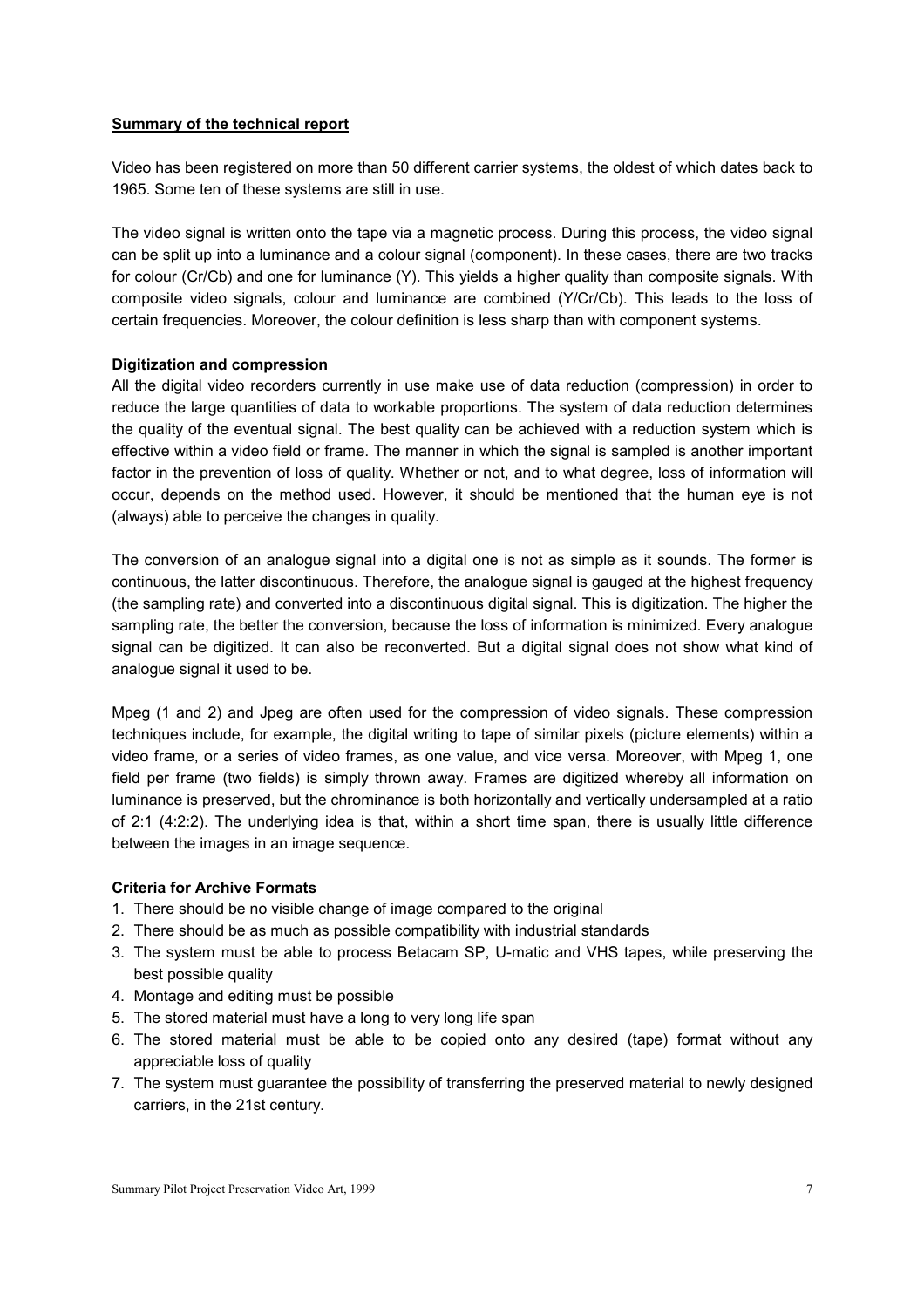## Summary of the technical report

Video has been registered on more than 50 different carrier systems, the oldest of which dates back to 1965. Some ten of these systems are still in use.

The video signal is written onto the tape via a magnetic process. During this process, the video signal can be split up into a luminance and a colour signal (component). In these cases, there are two tracks for colour (Cr/Cb) and one for luminance (Y). This yields a higher quality than composite signals. With composite video signals, colour and luminance are combined (Y/Cr/Cb). This leads to the loss of certain frequencies. Moreover, the colour definition is less sharp than with component systems.

### Digitization and compression

All the digital video recorders currently in use make use of data reduction (compression) in order to reduce the large quantities of data to workable proportions. The system of data reduction determines the quality of the eventual signal. The best quality can be achieved with a reduction system which is effective within a video field or frame. The manner in which the signal is sampled is another important factor in the prevention of loss of quality. Whether or not, and to what degree, loss of information will occur, depends on the method used. However, it should be mentioned that the human eye is not (always) able to perceive the changes in quality.

The conversion of an analogue signal into a digital one is not as simple as it sounds. The former is continuous, the latter discontinuous. Therefore, the analogue signal is gauged at the highest frequency (the sampling rate) and converted into a discontinuous digital signal. This is digitization. The higher the sampling rate, the better the conversion, because the loss of information is minimized. Every analogue signal can be digitized. It can also be reconverted. But a digital signal does not show what kind of analogue signal it used to be.

Mpeg (1 and 2) and Jpeg are often used for the compression of video signals. These compression techniques include, for example, the digital writing to tape of similar pixels (picture elements) within a video frame, or a series of video frames, as one value, and vice versa. Moreover, with Mpeg 1, one field per frame (two fields) is simply thrown away. Frames are digitized whereby all information on luminance is preserved, but the chrominance is both horizontally and vertically undersampled at a ratio of 2:1 (4:2:2). The underlying idea is that, within a short time span, there is usually little difference between the images in an image sequence.

### Criteria for Archive Formats

1. There should be no visible change of image compared to the original
2. There should be as much as possible compatibility with industrial standards
3. The system must be able to process Betacam SP, U-matic and VHS tapes, while preserving the best possible quality
4. Montage and editing must be possible
5. The stored material must have a long to very long life span
6. The stored material must be able to be copied onto any desired (tape) format without any appreciable loss of quality
7. The system must guarantee the possibility of transferring the preserved material to newly designed carriers, in the 21st century.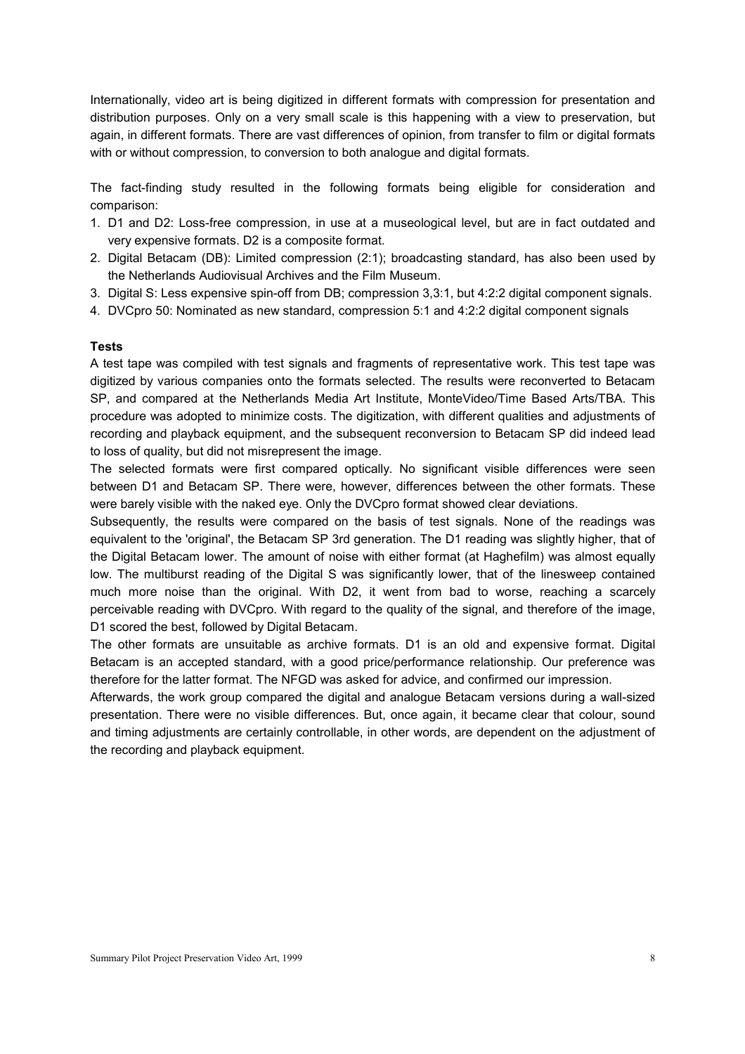Internationally, video art is being digitized in different formats with compression for presentation and distribution purposes. Only on a very small scale is this happening with a view to preservation, but again, in different formats. There are vast differences of opinion, from transfer to film or digital formats with or without compression, to conversion to both analogue and digital formats.

The fact-finding study resulted in the following formats being eligible for consideration and comparison:

1. D1 and D2: Loss-free compression, in use at a museological level, but are in fact outdated and very expensive formats. D2 is a composite format.
2. Digital Betacam (DB): Limited compression (2:1); broadcasting standard, has also been used by the Netherlands Audiovisual Archives and the Film Museum.
3. Digital S: Less expensive spin-off from DB; compression 3,3:1, but 4:2:2 digital component signals.
4. DVCpro 50: Nominated as new standard, compression 5:1 and 4:2:2 digital component signals

**Tests**

A test tape was compiled with test signals and fragments of representative work. This test tape was digitized by various companies onto the formats selected. The results were reconverted to Betacam SP, and compared at the Netherlands Media Art Institute, MonteVideo/Time Based Arts/TBA. This procedure was adopted to minimize costs. The digitization, with different qualities and adjustments of recording and playback equipment, and the subsequent reconversion to Betacam SP did indeed lead to loss of quality, but did not misrepresent the image.

The selected formats were first compared optically. No significant visible differences were seen between D1 and Betacam SP. There were, however, differences between the other formats. These were barely visible with the naked eye. Only the DVCpro format showed clear deviations.

Subsequently, the results were compared on the basis of test signals. None of the readings was equivalent to the 'original', the Betacam SP 3rd generation. The D1 reading was slightly higher, that of the Digital Betacam lower. The amount of noise with either format (at Haghefilm) was almost equally low. The multiburst reading of the Digital S was significantly lower, that of the linesweep contained much more noise than the original. With D2, it went from bad to worse, reaching a scarcely perceivable reading with DVCpro. With regard to the quality of the signal, and therefore of the image, D1 scored the best, followed by Digital Betacam.

The other formats are unsuitable as archive formats. D1 is an old and expensive format. Digital Betacam is an accepted standard, with a good price/performance relationship. Our preference was therefore for the latter format. The NFGD was asked for advice, and confirmed our impression.

Afterwards, the work group compared the digital and analogue Betacam versions during a wall-sized presentation. There were no visible differences. But, once again, it became clear that colour, sound and timing adjustments are certainly controllable, in other words, are dependent on the adjustment of the recording and playback equipment.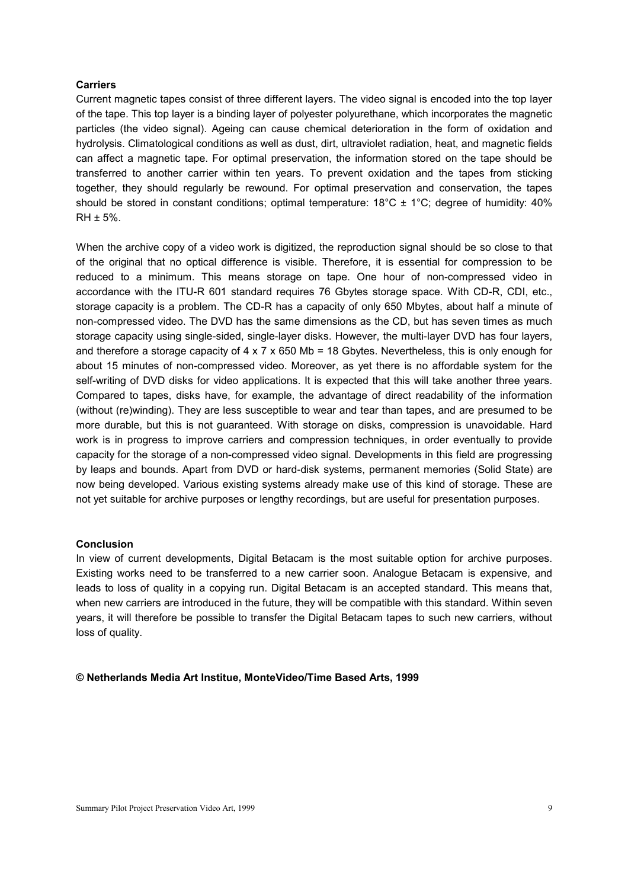**Carriers**

Current magnetic tapes consist of three different layers. The video signal is encoded into the top layer of the tape. This top layer is a binding layer of polyester polyurethane, which incorporates the magnetic particles (the video signal). Ageing can cause chemical deterioration in the form of oxidation and hydrolysis. Climatological conditions as well as dust, dirt, ultraviolet radiation, heat, and magnetic fields can affect a magnetic tape. For optimal preservation, the information stored on the tape should be transferred to another carrier within ten years. To prevent oxidation and the tapes from sticking together, they should regularly be rewound. For optimal preservation and conservation, the tapes should be stored in constant conditions; optimal temperature: 18°C ± 1°C; degree of humidity: 40% RH ± 5%.

When the archive copy of a video work is digitized, the reproduction signal should be so close to that of the original that no optical difference is visible. Therefore, it is essential for compression to be reduced to a minimum. This means storage on tape. One hour of non-compressed video in accordance with the ITU-R 601 standard requires 76 Gbytes storage space. With CD-R, CDI, etc., storage capacity is a problem. The CD-R has a capacity of only 650 Mbytes, about half a minute of non-compressed video. The DVD has the same dimensions as the CD, but has seven times as much storage capacity using single-sided, single-layer disks. However, the multi-layer DVD has four layers, and therefore a storage capacity of 4 x 7 x 650 Mb = 18 Gbytes. Nevertheless, this is only enough for about 15 minutes of non-compressed video. Moreover, as yet there is no affordable system for the self-writing of DVD disks for video applications. It is expected that this will take another three years. Compared to tapes, disks have, for example, the advantage of direct readability of the information (without (re)winding). They are less susceptible to wear and tear than tapes, and are presumed to be more durable, but this is not guaranteed. With storage on disks, compression is unavoidable. Hard work is in progress to improve carriers and compression techniques, in order eventually to provide capacity for the storage of a non-compressed video signal. Developments in this field are progressing by leaps and bounds. Apart from DVD or hard-disk systems, permanent memories (Solid State) are now being developed. Various existing systems already make use of this kind of storage. These are not yet suitable for archive purposes or lengthy recordings, but are useful for presentation purposes.

**Conclusion**

In view of current developments, Digital Betacam is the most suitable option for archive purposes. Existing works need to be transferred to a new carrier soon. Analogue Betacam is expensive, and leads to loss of quality in a copying run. Digital Betacam is an accepted standard. This means that, when new carriers are introduced in the future, they will be compatible with this standard. Within seven years, it will therefore be possible to transfer the Digital Betacam tapes to such new carriers, without loss of quality.

**© Netherlands Media Art Institue, MonteVideo/Time Based Arts, 1999**